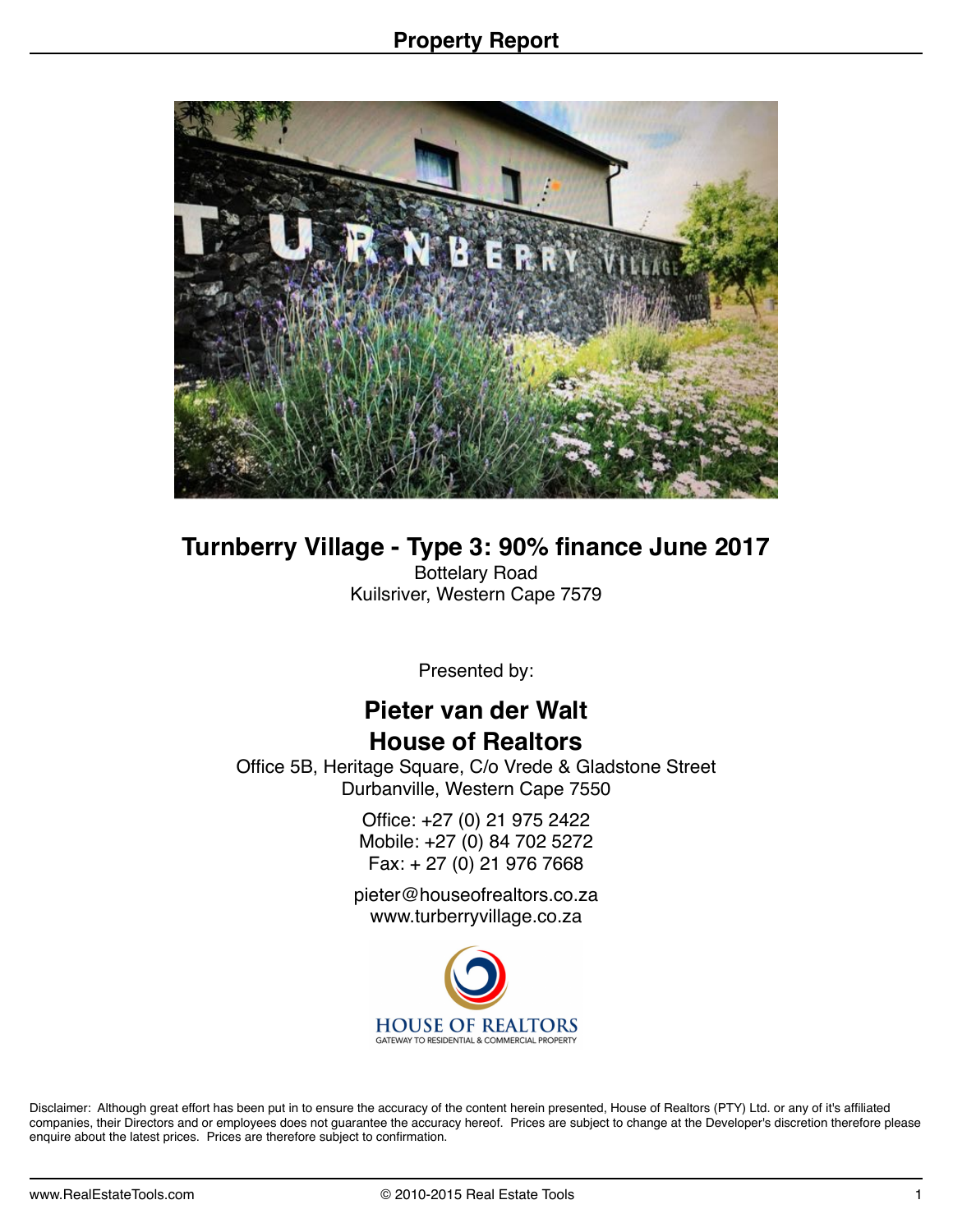# Property Report

## Turnberry Village - Type 3: 90% finance June 2017

Bottelary Road
Kuilsriver, Western Cape 7579

Presented by:

**Pieter van der Walt**
**House of Realtors**

Office 5B, Heritage Square, C/o Vrede & Gladstone Street
Durbanville, Western Cape 7550

Office: +27 (0) 21 975 2422
Mobile: +27 (0) 84 702 5272
Fax: + 27 (0) 21 976 7668

pieter@houseofrealtors.co.za
www.turberryvillage.co.za

HOUSE OF REALTORS
GATEWAY TO RESIDENTIAL & COMMERCIAL PROPERTY

Disclaimer: Although great effort has been put in to ensure the accuracy of the content herein presented, House of Realtors (PTY) Ltd. or any of it's affiliated companies, their Directors and or employees does not guarantee the accuracy hereof. Prices are subject to change at the Developer's discretion therefore please enquire about the latest prices. Prices are therefore subject to confirmation.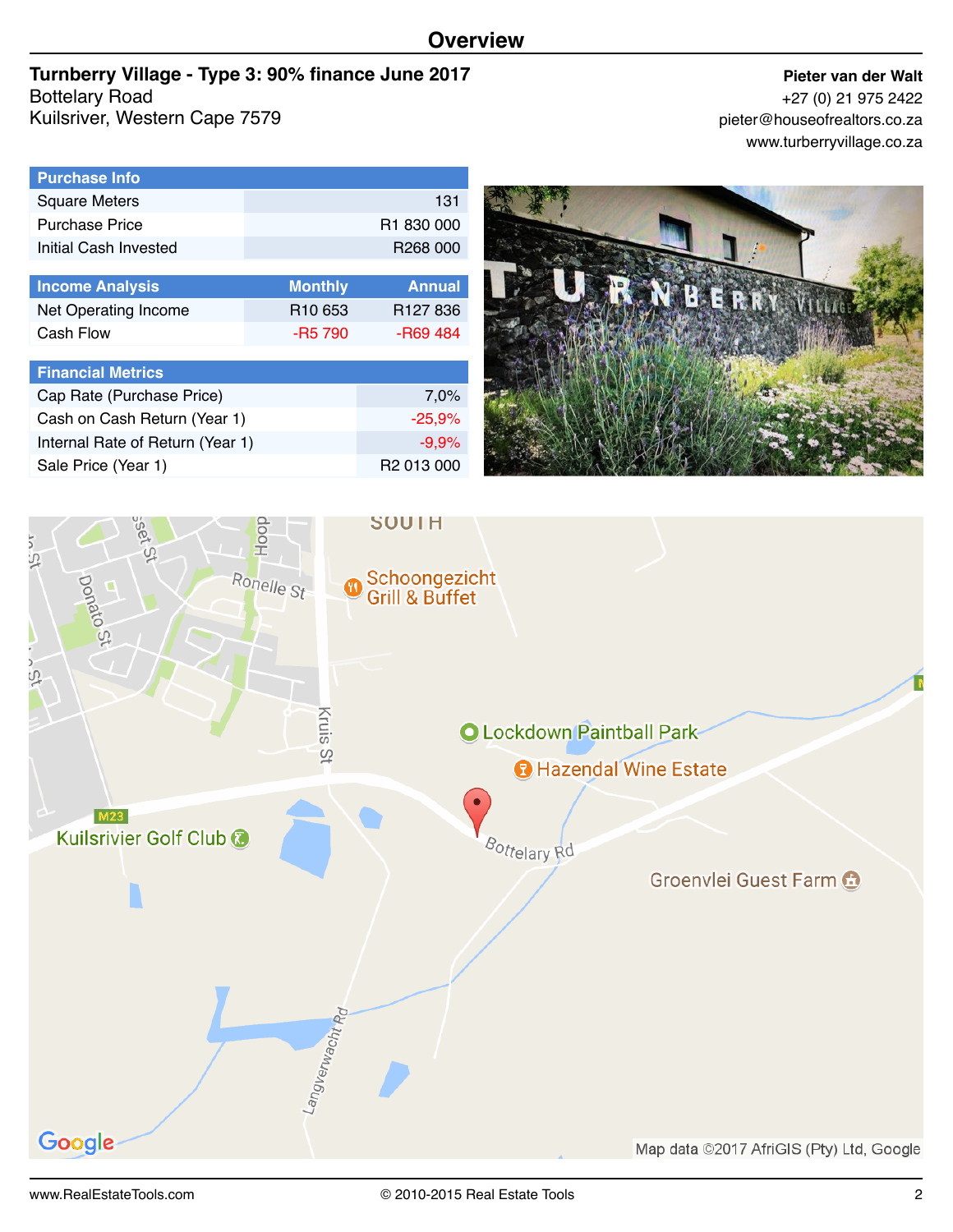# Overview

**Turnberry Village - Type 3: 90% finance June 2017**
Bottelary Road
Kuilsriver, Western Cape 7579

**Pieter van der Walt**
+27 (0) 21 975 2422
pieter@houseofrealtors.co.za
www.turberryvillage.co.za

| Purchase Info | |
|---|---|
| Square Meters | 131 |
| Purchase Price | R1 830 000 |
| Initial Cash Invested | R268 000 |

| Income Analysis | Monthly | Annual |
|---|---|---|
| Net Operating Income | R10 653 | R127 836 |
| Cash Flow | -R5 790 | -R69 484 |

| Financial Metrics | |
|---|---|
| Cap Rate (Purchase Price) | 7,0% |
| Cash on Cash Return (Year 1) | -25,9% |
| Internal Rate of Return (Year 1) | -9,9% |
| Sale Price (Year 1) | R2 013 000 |

Map data ©2017 AfriGIS (Pty) Ltd, Google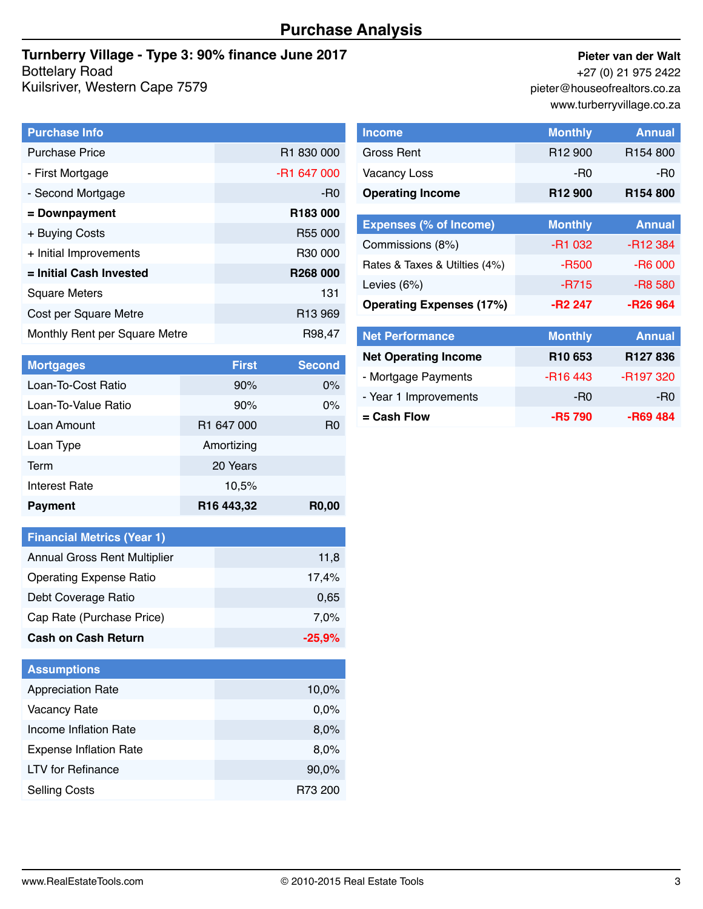# Purchase Analysis

**Turnberry Village - Type 3: 90% finance June 2017**
Bottelary Road
Kuilsriver, Western Cape 7579

**Pieter van der Walt**
+27 (0) 21 975 2422
pieter@houseofrealtors.co.za
www.turberryvillage.co.za

| Purchase Info | |
|---|---|
| Purchase Price | R1 830 000 |
| - First Mortgage | -R1 647 000 |
| - Second Mortgage | -R0 |
| **= Downpayment** | **R183 000** |
| + Buying Costs | R55 000 |
| + Initial Improvements | R30 000 |
| **= Initial Cash Invested** | **R268 000** |
| Square Meters | 131 |
| Cost per Square Metre | R13 969 |
| Monthly Rent per Square Metre | R98,47 |

| Mortgages | First | Second |
|---|---|---|
| Loan-To-Cost Ratio | 90% | 0% |
| Loan-To-Value Ratio | 90% | 0% |
| Loan Amount | R1 647 000 | R0 |
| Loan Type | Amortizing | |
| Term | 20 Years | |
| Interest Rate | 10,5% | |
| **Payment** | **R16 443,32** | **R0,00** |

| Financial Metrics (Year 1) | |
|---|---|
| Annual Gross Rent Multiplier | 11,8 |
| Operating Expense Ratio | 17,4% |
| Debt Coverage Ratio | 0,65 |
| Cap Rate (Purchase Price) | 7,0% |
| **Cash on Cash Return** | **-25,9%** |

| Assumptions | |
|---|---|
| Appreciation Rate | 10,0% |
| Vacancy Rate | 0,0% |
| Income Inflation Rate | 8,0% |
| Expense Inflation Rate | 8,0% |
| LTV for Refinance | 90,0% |
| Selling Costs | R73 200 |

| Income | Monthly | Annual |
|---|---|---|
| Gross Rent | R12 900 | R154 800 |
| Vacancy Loss | -R0 | -R0 |
| **Operating Income** | **R12 900** | **R154 800** |

| Expenses (% of Income) | Monthly | Annual |
|---|---|---|
| Commissions (8%) | -R1 032 | -R12 384 |
| Rates & Taxes & Utilties (4%) | -R500 | -R6 000 |
| Levies (6%) | -R715 | -R8 580 |
| **Operating Expenses (17%)** | **-R2 247** | **-R26 964** |

| Net Performance | Monthly | Annual |
|---|---|---|
| **Net Operating Income** | **R10 653** | **R127 836** |
| - Mortgage Payments | -R16 443 | -R197 320 |
| - Year 1 Improvements | -R0 | -R0 |
| **= Cash Flow** | **-R5 790** | **-R69 484** |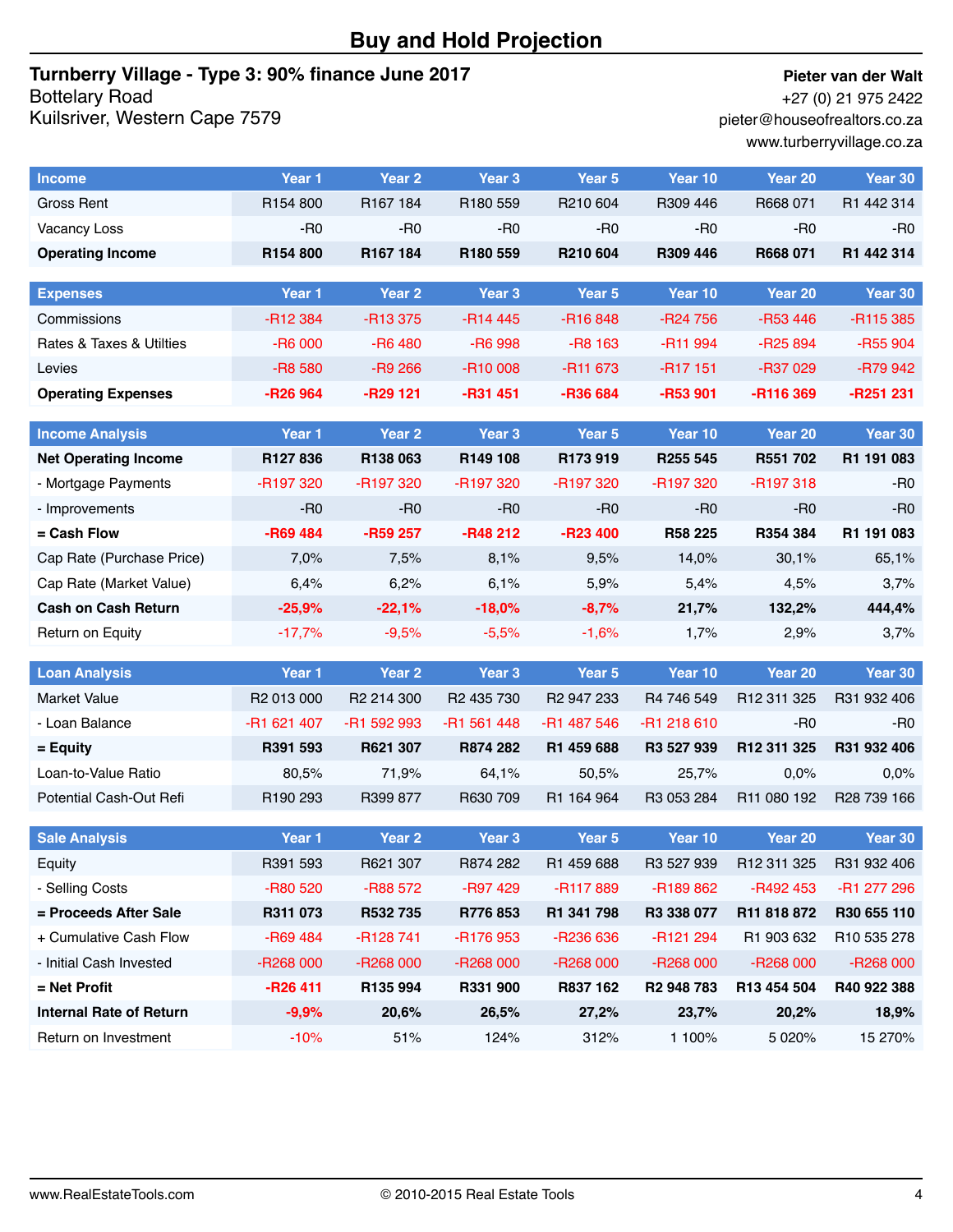# Buy and Hold Projection

**Turnberry Village - Type 3: 90% finance June 2017**
Bottelary Road
Kuilsriver, Western Cape 7579

**Pieter van der Walt**
+27 (0) 21 975 2422
pieter@houseofrealtors.co.za
www.turberryvillage.co.za

| Income | Year 1 | Year 2 | Year 3 | Year 5 | Year 10 | Year 20 | Year 30 |
|---|---|---|---|---|---|---|---|
| Gross Rent | R154 800 | R167 184 | R180 559 | R210 604 | R309 446 | R668 071 | R1 442 314 |
| Vacancy Loss | -R0 | -R0 | -R0 | -R0 | -R0 | -R0 | -R0 |
| **Operating Income** | **R154 800** | **R167 184** | **R180 559** | **R210 604** | **R309 446** | **R668 071** | **R1 442 314** |

| Expenses | Year 1 | Year 2 | Year 3 | Year 5 | Year 10 | Year 20 | Year 30 |
|---|---|---|---|---|---|---|---|
| Commissions | -R12 384 | -R13 375 | -R14 445 | -R16 848 | -R24 756 | -R53 446 | -R115 385 |
| Rates & Taxes & Utilties | -R6 000 | -R6 480 | -R6 998 | -R8 163 | -R11 994 | -R25 894 | -R55 904 |
| Levies | -R8 580 | -R9 266 | -R10 008 | -R11 673 | -R17 151 | -R37 029 | -R79 942 |
| **Operating Expenses** | **-R26 964** | **-R29 121** | **-R31 451** | **-R36 684** | **-R53 901** | **-R116 369** | **-R251 231** |

| Income Analysis | Year 1 | Year 2 | Year 3 | Year 5 | Year 10 | Year 20 | Year 30 |
|---|---|---|---|---|---|---|---|
| **Net Operating Income** | **R127 836** | **R138 063** | **R149 108** | **R173 919** | **R255 545** | **R551 702** | **R1 191 083** |
| - Mortgage Payments | -R197 320 | -R197 320 | -R197 320 | -R197 320 | -R197 320 | -R197 318 | -R0 |
| - Improvements | -R0 | -R0 | -R0 | -R0 | -R0 | -R0 | -R0 |
| **= Cash Flow** | **-R69 484** | **-R59 257** | **-R48 212** | **-R23 400** | **R58 225** | **R354 384** | **R1 191 083** |
| Cap Rate (Purchase Price) | 7,0% | 7,5% | 8,1% | 9,5% | 14,0% | 30,1% | 65,1% |
| Cap Rate (Market Value) | 6,4% | 6,2% | 6,1% | 5,9% | 5,4% | 4,5% | 3,7% |
| **Cash on Cash Return** | **-25,9%** | **-22,1%** | **-18,0%** | **-8,7%** | **21,7%** | **132,2%** | **444,4%** |
| Return on Equity | -17,7% | -9,5% | -5,5% | -1,6% | 1,7% | 2,9% | 3,7% |

| Loan Analysis | Year 1 | Year 2 | Year 3 | Year 5 | Year 10 | Year 20 | Year 30 |
|---|---|---|---|---|---|---|---|
| Market Value | R2 013 000 | R2 214 300 | R2 435 730 | R2 947 233 | R4 746 549 | R12 311 325 | R31 932 406 |
| - Loan Balance | -R1 621 407 | -R1 592 993 | -R1 561 448 | -R1 487 546 | -R1 218 610 | -R0 | -R0 |
| **= Equity** | **R391 593** | **R621 307** | **R874 282** | **R1 459 688** | **R3 527 939** | **R12 311 325** | **R31 932 406** |
| Loan-to-Value Ratio | 80,5% | 71,9% | 64,1% | 50,5% | 25,7% | 0,0% | 0,0% |
| Potential Cash-Out Refi | R190 293 | R399 877 | R630 709 | R1 164 964 | R3 053 284 | R11 080 192 | R28 739 166 |

| Sale Analysis | Year 1 | Year 2 | Year 3 | Year 5 | Year 10 | Year 20 | Year 30 |
|---|---|---|---|---|---|---|---|
| Equity | R391 593 | R621 307 | R874 282 | R1 459 688 | R3 527 939 | R12 311 325 | R31 932 406 |
| - Selling Costs | -R80 520 | -R88 572 | -R97 429 | -R117 889 | -R189 862 | -R492 453 | -R1 277 296 |
| **= Proceeds After Sale** | **R311 073** | **R532 735** | **R776 853** | **R1 341 798** | **R3 338 077** | **R11 818 872** | **R30 655 110** |
| + Cumulative Cash Flow | -R69 484 | -R128 741 | -R176 953 | -R236 636 | -R121 294 | R1 903 632 | R10 535 278 |
| - Initial Cash Invested | -R268 000 | -R268 000 | -R268 000 | -R268 000 | -R268 000 | -R268 000 | -R268 000 |
| **= Net Profit** | **-R26 411** | **R135 994** | **R331 900** | **R837 162** | **R2 948 783** | **R13 454 504** | **R40 922 388** |
| **Internal Rate of Return** | **-9,9%** | **20,6%** | **26,5%** | **27,2%** | **23,7%** | **20,2%** | **18,9%** |
| Return on Investment | -10% | 51% | 124% | 312% | 1 100% | 5 020% | 15 270% |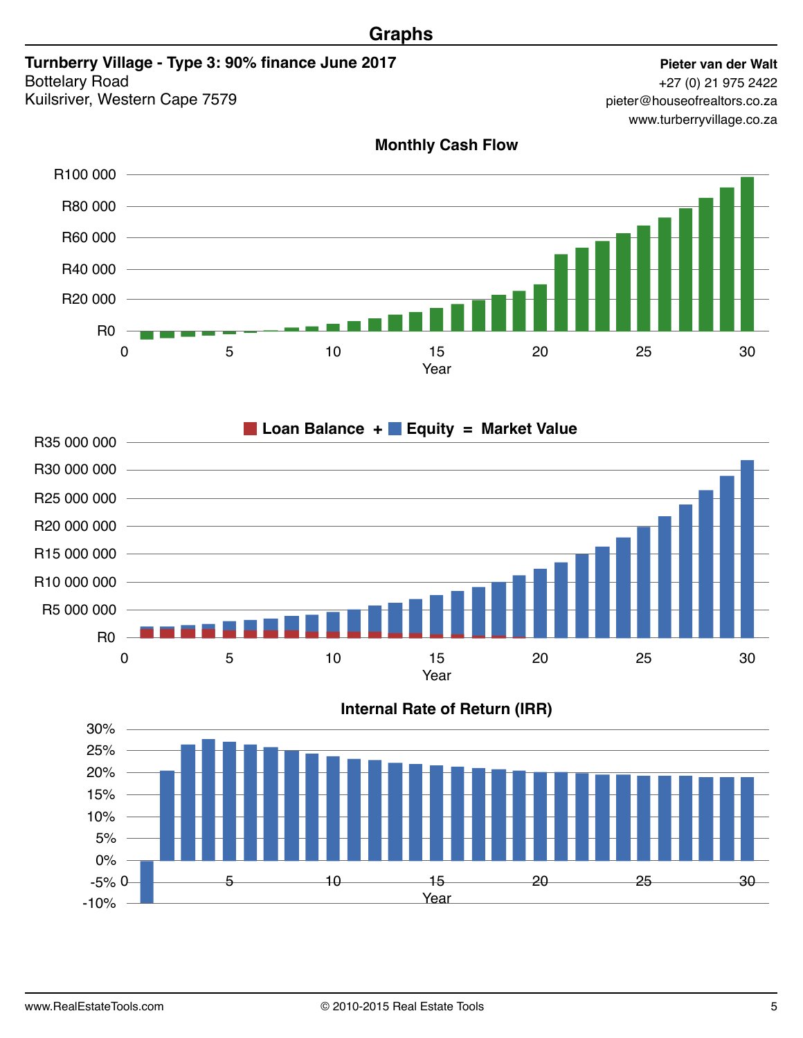# Graphs

**Turnberry Village - Type 3: 90% finance June 2017**
Bottelary Road
Kuilsriver, Western Cape 7579

**Pieter van der Walt**
+27 (0) 21 975 2422
pieter@houseofrealtors.co.za
www.turnberryvillage.co.za

## Monthly Cash Flow

R100 000
R80 000
R60 000
R40 000
R20 000
R0
0 5 10 15 20 25 30
Year

## Loan Balance + Equity = Market Value

R35 000 000
R30 000 000
R25 000 000
R20 000 000
R15 000 000
R10 000 000
R5 000 000
R0
0 5 10 15 20 25 30
Year

## Internal Rate of Return (IRR)

30%
25%
20%
15%
10%
5%
0%
-5%
-10%
0 5 10 15 20 25 30
Year

www.RealEstateTools.com © 2010-2015 Real Estate Tools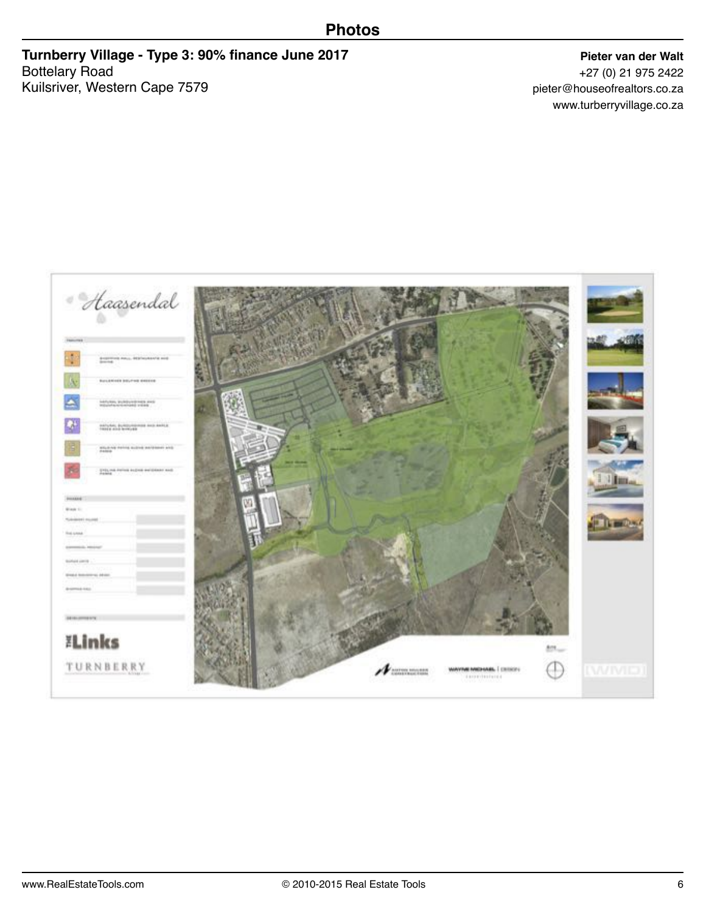## Photos

**Turnberry Village - Type 3: 90% finance June 2017**
Bottelary Road
Kuilsriver, Western Cape 7579

**Pieter van der Walt**
+27 (0) 21 975 2422
pieter@houseofrealtors.co.za
www.turnberryvillage.co.za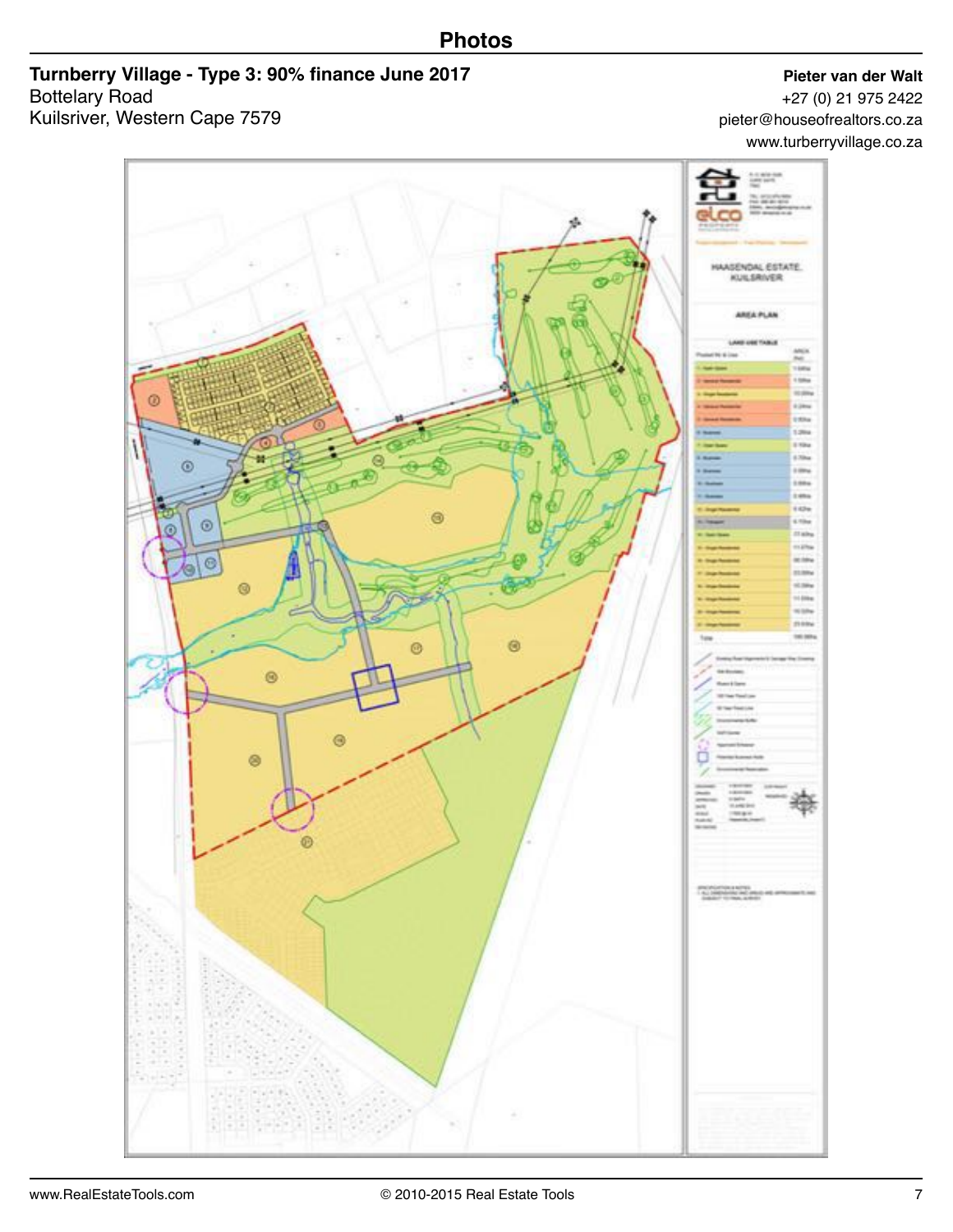## Photos

**Turnberry Village - Type 3: 90% finance June 2017**
Bottelary Road
Kuilsriver, Western Cape 7579

**Pieter van der Walt**
+27 (0) 21 975 2422
pieter@houseofrealtors.co.za
www.turnberryvillage.co.za

HAASENDAL ESTATE, KUILSRIVER

AREA PLAN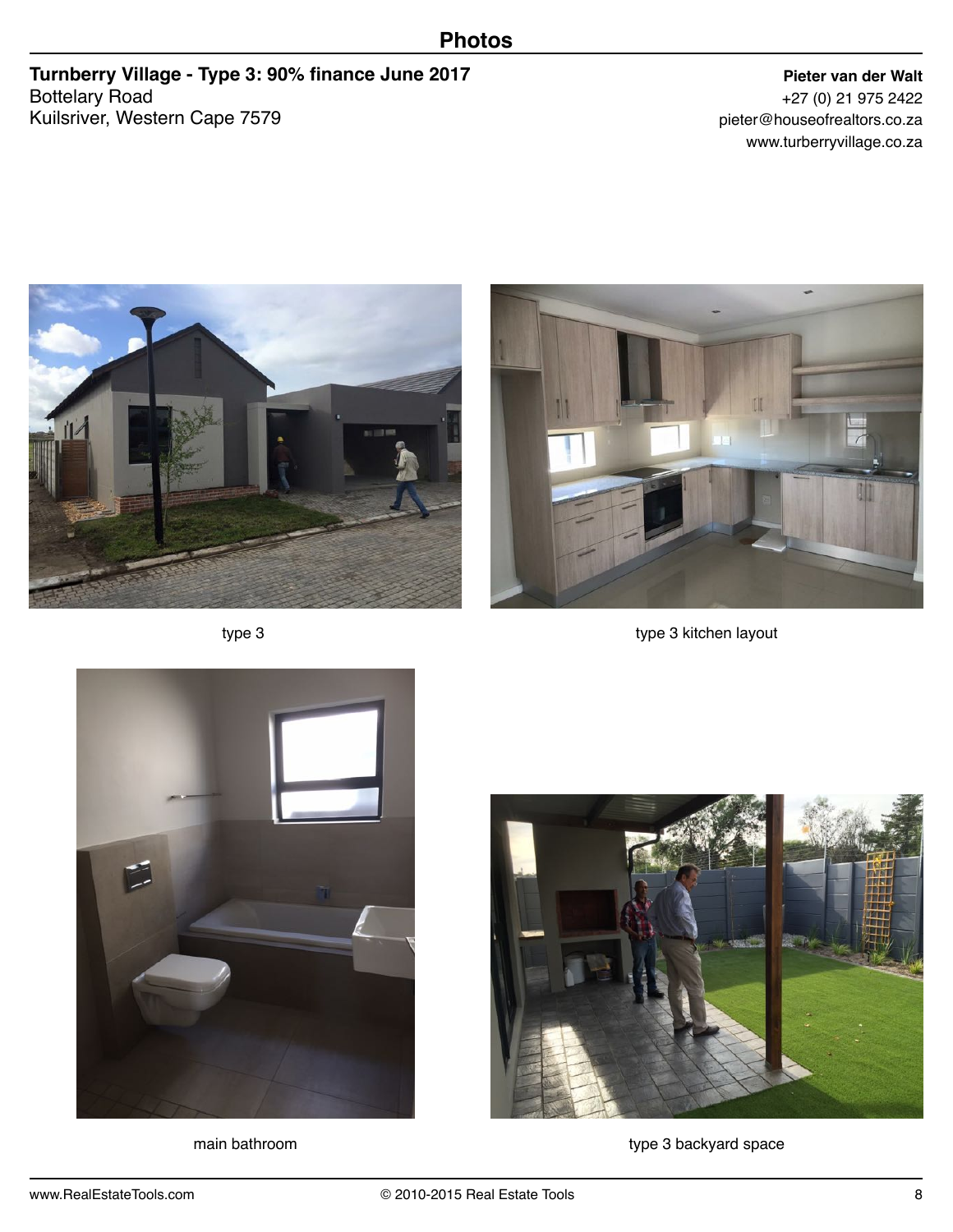# Photos

**Turnberry Village - Type 3: 90% finance June 2017**
Bottelary Road
Kuilsriver, Western Cape 7579

**Pieter van der Walt**
+27 (0) 21 975 2422
pieter@houseofrealtors.co.za
www.turberryvillage.co.za

type 3

type 3 kitchen layout

main bathroom

type 3 backyard space